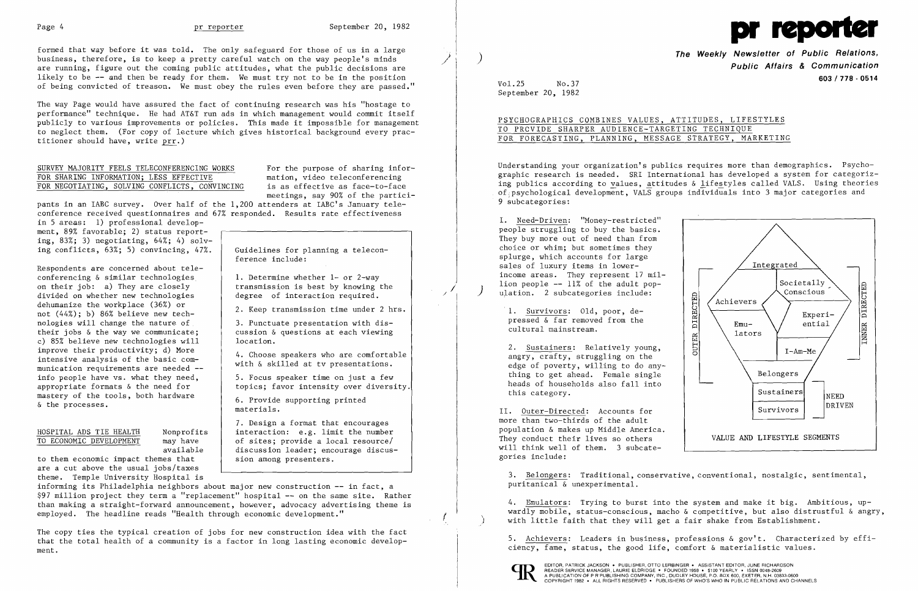formed that way before it was told. The only safeguard for those of us in a large business, therefore, is to keep a pretty careful watch on the way people's minds are running, figure out the coming public attitudes, what the public decisions are likely to be -- and then be ready for them. We must try not to be in the position of being convicted of treason. We must obey the rules even before they are passed."

The way Page would have assured the fact of continuing research was his "hostage to performance" technique. He had AT&T run ads in which management would commit itself publicly to various improvements or policies. This made it impossible for management to neglect them. (For copy of lecture which gives historical background every practitioner should have, write prr.)

## SURVEY MAJORITY FEELS TELECONFERENCING WORKS FOR SHARING INFORMATION; LESS EFFECTIVE FOR NEGOTIATING, SOLVING CONFLICTS, CONVINCING

For the purpose of sharing information, video teleconferencing is as effective as face-to-face meetings, say 90% of the participants in an IABC survey. Over half of the 1,200 attenders at IABC's January teleconference received questionnaires and 67% responded. Results rate effectiveness in 5 areas: 1) professional development, 89% favorable; 2) status reporting, 83%; 3) negotiating, 64%; 4) solving conflicts, 63%; 5) convincing, 47%.

Respondents are concerned about teleconferencing & similar technologies on their job: a) They are closely divided on whether new technologies dehumanize the workplace (36%) or not (44%); b) 86% believe new technologies will change the nature of their jobs & the way we communicate; c) 85% believe new technologies will improve their productivity; d) More intensive analysis of the basic communication requirements are needed -- info people have vs. what they need, appropriate formats & the need for mastery of the tools, both hardware & the processes.

Guidelines for planning a teleconference include:

1. Determine whether 1- or 2-way transmission is best by knowing the degree of interaction required.
2. Keep transmission time under 2 hrs.
3. Punctuate presentation with discussion & questions at each viewing location.
4. Choose speakers who are comfortable with & skilled at tv presentations.
5. Focus speaker time on just a few topics; favor intensity over diversity.
6. Provide supporting printed materials.
7. Design a format that encourages interaction: e.g. limit the number of sites; provide a local resource/discussion leader; encourage discussion among presenters.

## HOSPITAL ADS TIE HEALTH TO ECONOMIC DEVELOPMENT

Nonprofits may have available to them economic impact themes that are a cut above the usual jobs/taxes theme. Temple University Hospital is informing its Philadelphia neighbors about major new construction -- in fact, a $97 million project they term a "replacement" hospital -- on the same site. Rather than making a straight-forward announcement, however, advocacy advertising theme is employed. The headline reads "Health through economic development."

The copy ties the typical creation of jobs for new construction idea with the fact that the total health of a community is a factor in long lasting economic development.

# pr reporter

**The Weekly Newsletter of Public Relations, Public Affairs & Communication**

603 / 778 · 0514

Vol.25 No.37
September 20, 1982

## PSYCHOGRAPHICS COMBINES VALUES, ATTITUDES, LIFESTYLES TO PROVIDE SHARPER AUDIENCE-TARGETING TECHNIQUE FOR FORECASTING, PLANNING, MESSAGE STRATEGY, MARKETING

Understanding your organization's publics requires more than demographics. Psychographic research is needed. SRI International has developed a system for categorizing publics according to values, attitudes & lifestyles called VALS. Using theories of psychological development, VALS groups individuals into 3 major categories and 9 subcategories:

I. Need-Driven: "Money-restricted" people struggling to buy the basics. They buy more out of need than from choice or whim; but sometimes they splurge, which accounts for large sales of luxury items in lower-income areas. They represent 17 million people -- 11% of the adult population. 2 subcategories include:

1. Survivors: Old, poor, depressed & far removed from the cultural mainstream.

2. Sustainers: Relatively young, angry, crafty, struggling on the edge of poverty, willing to do anything to get ahead. Female single heads of households also fall into this category.

[Diagram: Integrated; Achievers, Societally Conscious; Emulators, Experiential; I-Am-Me; Belongers; Sustainers, Survivors (NEED DRIVEN); OUTER DIRECTED; INNER DIRECTED]

VALUE AND LIFESTYLE SEGMENTS

II. Outer-Directed: Accounts for more than two-thirds of the adult population & makes up Middle America. They conduct their lives so others will think well of them. 3 subcategories include:

3. Belongers: Traditional, conservative, conventional, nostalgic, sentimental, puritanical & unexperimental.

4. Emulators: Trying to burst into the system and make it big. Ambitious, upwardly mobile, status-conscious, macho & competitive, but also distrustful & angry, with little faith that they will get a fair shake from Establishment.

5. Achievers: Leaders in business, professions & gov't. Characterized by efficiency, fame, status, the good life, comfort & materialistic values.

EDITOR, PATRICK JACKSON • PUBLISHER, OTTO LERBINGER • ASSISTANT EDITOR, JUNE RICHARDSON
READER SERVICE MANAGER, LAURIE ELDRIDGE • FOUNDED 1958 • $100 YEARLY • ISSN 0048-2609
A PUBLICATION OF P R PUBLISHING COMPANY, INC., DUDLEY HOUSE, P.O. BOX 600, EXETER, N.H. 03833-0600
COPYRIGHT 1982 • ALL RIGHTS RESERVED • PUBLISHERS OF WHO'S WHO IN PUBLIC RELATIONS AND CHANNELS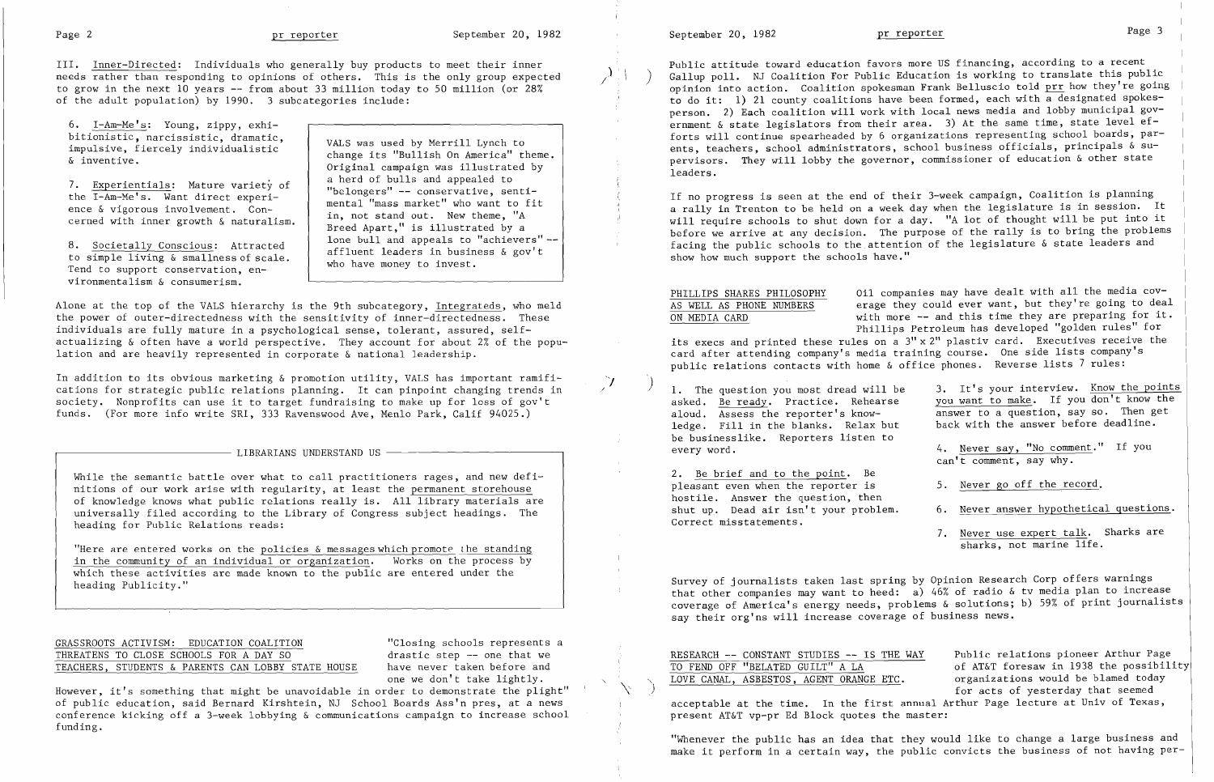III. Inner-Directed: Individuals who generally buy products to meet their inner needs rather than responding to opinions of others. This is the only group expected to grow in the next 10 years -- from about 33 million today to 50 million (or 28% of the adult population) by 1990. 3 subcategories include:

6. I-Am-Me's: Young, zippy, exhibitionistic, narcissistic, dramatic, impulsive, fiercely individualistic & inventive.

7. Experientials: Mature variety of the I-Am-Me's. Want direct experience & vigorous involvement. Concerned with inner growth & naturalism.

8. Societally Conscious: Attracted to simple living & smallness of scale. Tend to support conservation, environmentalism & consumerism.

> VALS was used by Merrill Lynch to change its "Bullish On America" theme. Original campaign was illustrated by a herd of bulls and appealed to "belongers" -- conservative, sentimental "mass market" who want to fit in, not stand out. New theme, "A Breed Apart," is illustrated by a lone bull and appeals to "achievers" -- affluent leaders in business & gov't who have money to invest.

Alone at the top of the VALS hierarchy is the 9th subcategory, Integrateds, who meld the power of outer-directedness with the sensitivity of inner-directedness. These individuals are fully mature in a psychological sense, tolerant, assured, self-actualizing & often have a world perspective. They account for about 2% of the population and are heavily represented in corporate & national leadership.

In addition to its obvious marketing & promotion utility, VALS has important ramifications for strategic public relations planning. It can pinpoint changing trends in society. Nonprofits can use it to target fundraising to make up for loss of gov't funds. (For more info write SRI, 333 Ravenswood Ave, Menlo Park, Calif 94025.)

### LIBRARIANS UNDERSTAND US

While the semantic battle over what to call practitioners rages, and new definitions of our work arise with regularity, at least the permanent storehouse of knowledge knows what public relations really is. All library materials are universally filed according to the Library of Congress subject headings. The heading for Public Relations reads:

"Here are entered works on the policies & messages which promote the standing in the community of an individual or organization. Works on the process by which these activities are made known to the public are entered under the heading Publicity."

### GRASSROOTS ACTIVISM: EDUCATION COALITION THREATENS TO CLOSE SCHOOLS FOR A DAY SO TEACHERS, STUDENTS & PARENTS CAN LOBBY STATE HOUSE

"Closing schools represents a drastic step -- one that we have never taken before and one we don't take lightly. However, it's something that might be unavoidable in order to demonstrate the plight" of public education, said Bernard Kirshtein, NJ School Boards Ass'n pres, at a news conference kicking off a 3-week lobbying & communications campaign to increase school funding.

Public attitude toward education favors more US financing, according to a recent Gallup poll. NJ Coalition For Public Education is working to translate this public opinion into action. Coalition spokesman Frank Belluscio told prr how they're going to do it: 1) 21 county coalitions have been formed, each with a designated spokesperson. 2) Each coalition will work with local news media and lobby municipal government & state legislators from their area. 3) At the same time, state level efforts will continue spearheaded by 6 organizations representing school boards, parents, teachers, school administrators, school business officials, principals & supervisors. They will lobby the governor, commissioner of education & other state leaders.

If no progress is seen at the end of their 3-week campaign, Coalition is planning a rally in Trenton to be held on a week day when the legislature is in session. It will require schools to shut down for a day. "A lot of thought will be put into it before we arrive at any decision. The purpose of the rally is to bring the problems facing the public schools to the attention of the legislature & state leaders and show how much support the schools have."

### PHILLIPS SHARES PHILOSOPHY AS WELL AS PHONE NUMBERS ON MEDIA CARD

Oil companies may have dealt with all the media coverage they could ever want, but they're going to deal with more -- and this time they are preparing for it. Phillips Petroleum has developed "golden rules" for its execs and printed these rules on a 3" x 2" plastic card. Executives receive the card after attending company's media training course. One side lists company's public relations contacts with home & office phones. Reverse lists 7 rules:

1. The question you most dread will be asked. Be ready. Practice. Rehearse aloud. Assess the reporter's knowledge. Fill in the blanks. Relax but be businesslike. Reporters listen to every word.

2. Be brief and to the point. Be pleasant even when the reporter is hostile. Answer the question, then shut up. Dead air isn't your problem. Correct misstatements.

3. It's your interview. Know the points you want to make. If you don't know the answer to a question, say so. Then get back with the answer before deadline.

4. Never say, "No comment." If you can't comment, say why.

5. Never go off the record.

6. Never answer hypothetical questions.

7. Never use expert talk. Sharks are sharks, not marine life.

Survey of journalists taken last spring by Opinion Research Corp offers warnings that other companies may want to heed: a) 46% of radio & tv media plan to increase coverage of America's energy needs, problems & solutions; b) 59% of print journalists say their org'ns will increase coverage of business news.

### RESEARCH -- CONSTANT STUDIES -- IS THE WAY TO FEND OFF "BELATED GUILT" A LA LOVE CANAL, ASBESTOS, AGENT ORANGE ETC.

Public relations pioneer Arthur Page of AT&T foresaw in 1938 the possibility organizations would be blamed today for acts of yesterday that seemed acceptable at the time. In the first annual Arthur Page lecture at Univ of Texas, present AT&T vp-pr Ed Block quotes the master:

"Whenever the public has an idea that they would like to change a large business and make it perform in a certain way, the public convicts the business of not having per-